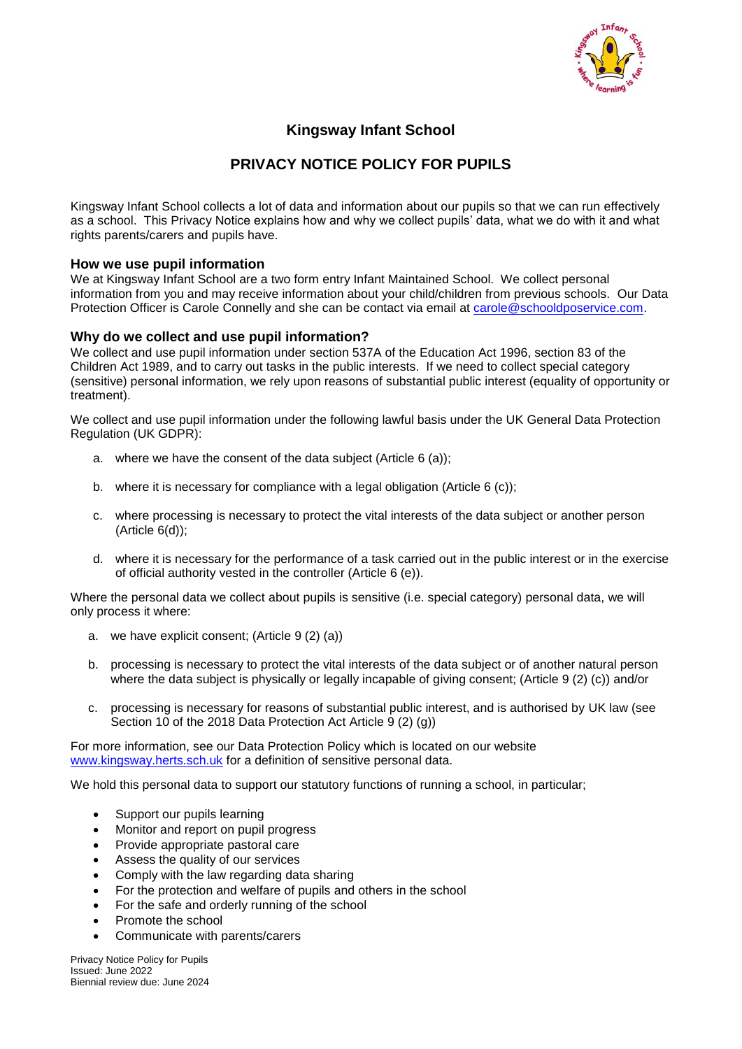# Kingsway Infant School

## PRIVACY NOTICE POLICY FOR PUPILS

Kingsway Infant School collects a lot of data and information about our pupils so that we can run effectively as a school. This Privacy Notice explains how and why we collect pupils' data, what we do with it and what rights parents/carers and pupils have.

### How we use pupil information

We at Kingsway Infant School are a two form entry Infant Maintained School. We collect personal information from you and may receive information about your child/children from previous schools. Our Data Protection Officer is Carole Connelly and she can be contact via email at carole@schooldposervice.com.

### Why do we collect and use pupil information?

We collect and use pupil information under section 537A of the Education Act 1996, section 83 of the Children Act 1989, and to carry out tasks in the public interests. If we need to collect special category (sensitive) personal information, we rely upon reasons of substantial public interest (equality of opportunity or treatment).

We collect and use pupil information under the following lawful basis under the UK General Data Protection Regulation (UK GDPR):

a. where we have the consent of the data subject (Article 6 (a));

b. where it is necessary for compliance with a legal obligation (Article 6 (c));

c. where processing is necessary to protect the vital interests of the data subject or another person (Article 6(d));

d. where it is necessary for the performance of a task carried out in the public interest or in the exercise of official authority vested in the controller (Article 6 (e)).

Where the personal data we collect about pupils is sensitive (i.e. special category) personal data, we will only process it where:

a. we have explicit consent; (Article 9 (2) (a))

b. processing is necessary to protect the vital interests of the data subject or of another natural person where the data subject is physically or legally incapable of giving consent; (Article 9 (2) (c)) and/or

c. processing is necessary for reasons of substantial public interest, and is authorised by UK law (see Section 10 of the 2018 Data Protection Act Article 9 (2) (g))

For more information, see our Data Protection Policy which is located on our website www.kingsway.herts.sch.uk for a definition of sensitive personal data.

We hold this personal data to support our statutory functions of running a school, in particular;

- Support our pupils learning
- Monitor and report on pupil progress
- Provide appropriate pastoral care
- Assess the quality of our services
- Comply with the law regarding data sharing
- For the protection and welfare of pupils and others in the school
- For the safe and orderly running of the school
- Promote the school
- Communicate with parents/carers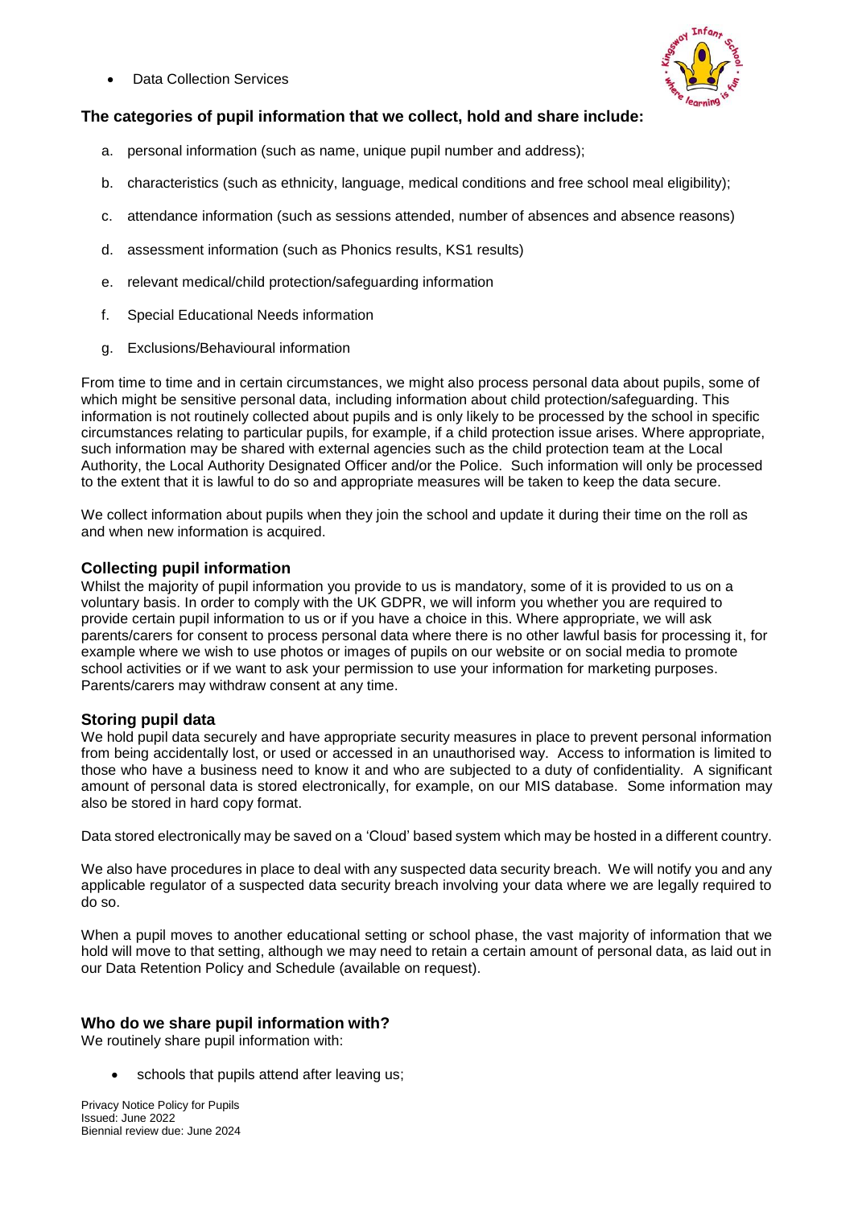- Data Collection Services

### The categories of pupil information that we collect, hold and share include:

a. personal information (such as name, unique pupil number and address);

b. characteristics (such as ethnicity, language, medical conditions and free school meal eligibility);

c. attendance information (such as sessions attended, number of absences and absence reasons)

d. assessment information (such as Phonics results, KS1 results)

e. relevant medical/child protection/safeguarding information

f. Special Educational Needs information

g. Exclusions/Behavioural information

From time to time and in certain circumstances, we might also process personal data about pupils, some of which might be sensitive personal data, including information about child protection/safeguarding. This information is not routinely collected about pupils and is only likely to be processed by the school in specific circumstances relating to particular pupils, for example, if a child protection issue arises. Where appropriate, such information may be shared with external agencies such as the child protection team at the Local Authority, the Local Authority Designated Officer and/or the Police. Such information will only be processed to the extent that it is lawful to do so and appropriate measures will be taken to keep the data secure.

We collect information about pupils when they join the school and update it during their time on the roll as and when new information is acquired.

### Collecting pupil information

Whilst the majority of pupil information you provide to us is mandatory, some of it is provided to us on a voluntary basis. In order to comply with the UK GDPR, we will inform you whether you are required to provide certain pupil information to us or if you have a choice in this. Where appropriate, we will ask parents/carers for consent to process personal data where there is no other lawful basis for processing it, for example where we wish to use photos or images of pupils on our website or on social media to promote school activities or if we want to ask your permission to use your information for marketing purposes. Parents/carers may withdraw consent at any time.

### Storing pupil data

We hold pupil data securely and have appropriate security measures in place to prevent personal information from being accidentally lost, or used or accessed in an unauthorised way. Access to information is limited to those who have a business need to know it and who are subjected to a duty of confidentiality. A significant amount of personal data is stored electronically, for example, on our MIS database. Some information may also be stored in hard copy format.

Data stored electronically may be saved on a 'Cloud' based system which may be hosted in a different country.

We also have procedures in place to deal with any suspected data security breach. We will notify you and any applicable regulator of a suspected data security breach involving your data where we are legally required to do so.

When a pupil moves to another educational setting or school phase, the vast majority of information that we hold will move to that setting, although we may need to retain a certain amount of personal data, as laid out in our Data Retention Policy and Schedule (available on request).

### Who do we share pupil information with?

We routinely share pupil information with:

- schools that pupils attend after leaving us;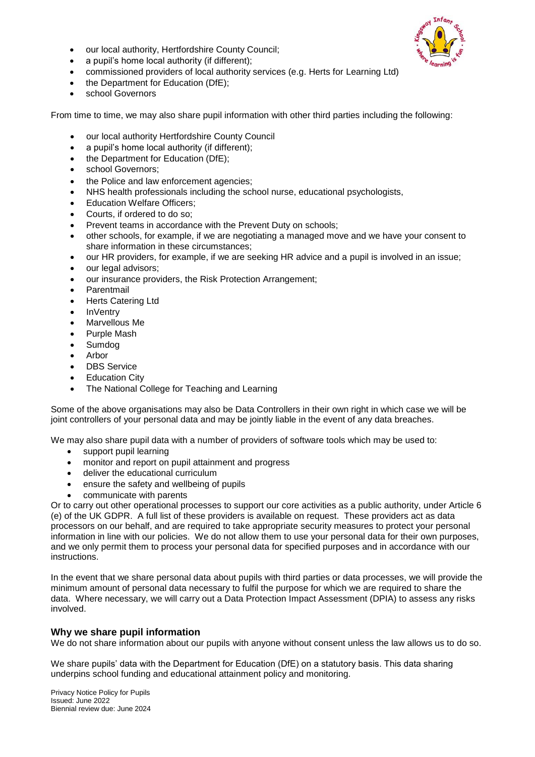- our local authority, Hertfordshire County Council;
- a pupil's home local authority (if different);
- commissioned providers of local authority services (e.g. Herts for Learning Ltd)
- the Department for Education (DfE);
- school Governors

From time to time, we may also share pupil information with other third parties including the following:

- our local authority Hertfordshire County Council
- a pupil's home local authority (if different);
- the Department for Education (DfE);
- school Governors;
- the Police and law enforcement agencies;
- NHS health professionals including the school nurse, educational psychologists,
- Education Welfare Officers;
- Courts, if ordered to do so;
- Prevent teams in accordance with the Prevent Duty on schools;
- other schools, for example, if we are negotiating a managed move and we have your consent to share information in these circumstances;
- our HR providers, for example, if we are seeking HR advice and a pupil is involved in an issue;
- our legal advisors;
- our insurance providers, the Risk Protection Arrangement;
- Parentmail
- Herts Catering Ltd
- InVentry
- Marvellous Me
- Purple Mash
- Sumdog
- Arbor
- DBS Service
- Education City
- The National College for Teaching and Learning

Some of the above organisations may also be Data Controllers in their own right in which case we will be joint controllers of your personal data and may be jointly liable in the event of any data breaches.

We may also share pupil data with a number of providers of software tools which may be used to:

- support pupil learning
- monitor and report on pupil attainment and progress
- deliver the educational curriculum
- ensure the safety and wellbeing of pupils
- communicate with parents

Or to carry out other operational processes to support our core activities as a public authority, under Article 6 (e) of the UK GDPR. A full list of these providers is available on request. These providers act as data processors on our behalf, and are required to take appropriate security measures to protect your personal information in line with our policies. We do not allow them to use your personal data for their own purposes, and we only permit them to process your personal data for specified purposes and in accordance with our instructions.

In the event that we share personal data about pupils with third parties or data processes, we will provide the minimum amount of personal data necessary to fulfil the purpose for which we are required to share the data. Where necessary, we will carry out a Data Protection Impact Assessment (DPIA) to assess any risks involved.

## Why we share pupil information

We do not share information about our pupils with anyone without consent unless the law allows us to do so.

We share pupils' data with the Department for Education (DfE) on a statutory basis. This data sharing underpins school funding and educational attainment policy and monitoring.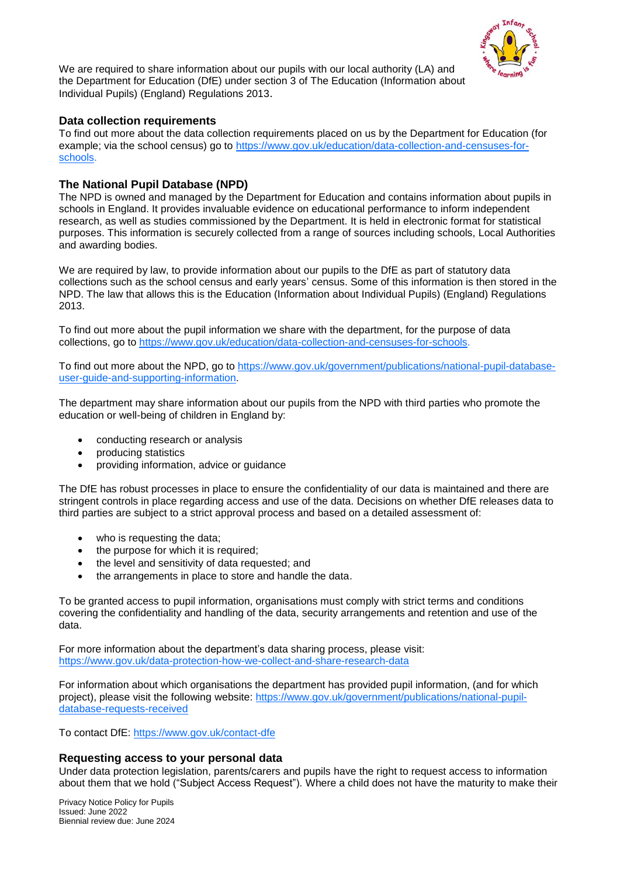We are required to share information about our pupils with our local authority (LA) and the Department for Education (DfE) under section 3 of The Education (Information about Individual Pupils) (England) Regulations 2013.

### Data collection requirements

To find out more about the data collection requirements placed on us by the Department for Education (for example; via the school census) go to [https://www.gov.uk/education/data-collection-and-censuses-for-schools](https://www.gov.uk/education/data-collection-and-censuses-for-schools).

### The National Pupil Database (NPD)

The NPD is owned and managed by the Department for Education and contains information about pupils in schools in England. It provides invaluable evidence on educational performance to inform independent research, as well as studies commissioned by the Department. It is held in electronic format for statistical purposes. This information is securely collected from a range of sources including schools, Local Authorities and awarding bodies.

We are required by law, to provide information about our pupils to the DfE as part of statutory data collections such as the school census and early years' census. Some of this information is then stored in the NPD. The law that allows this is the Education (Information about Individual Pupils) (England) Regulations 2013.

To find out more about the pupil information we share with the department, for the purpose of data collections, go to [https://www.gov.uk/education/data-collection-and-censuses-for-schools](https://www.gov.uk/education/data-collection-and-censuses-for-schools).

To find out more about the NPD, go to [https://www.gov.uk/government/publications/national-pupil-database-user-guide-and-supporting-information](https://www.gov.uk/government/publications/national-pupil-database-user-guide-and-supporting-information).

The department may share information about our pupils from the NPD with third parties who promote the education or well-being of children in England by:

- conducting research or analysis
- producing statistics
- providing information, advice or guidance

The DfE has robust processes in place to ensure the confidentiality of our data is maintained and there are stringent controls in place regarding access and use of the data. Decisions on whether DfE releases data to third parties are subject to a strict approval process and based on a detailed assessment of:

- who is requesting the data;
- the purpose for which it is required;
- the level and sensitivity of data requested; and
- the arrangements in place to store and handle the data.

To be granted access to pupil information, organisations must comply with strict terms and conditions covering the confidentiality and handling of the data, security arrangements and retention and use of the data.

For more information about the department's data sharing process, please visit: [https://www.gov.uk/data-protection-how-we-collect-and-share-research-data](https://www.gov.uk/data-protection-how-we-collect-and-share-research-data)

For information about which organisations the department has provided pupil information, (and for which project), please visit the following website: [https://www.gov.uk/government/publications/national-pupil-database-requests-received](https://www.gov.uk/government/publications/national-pupil-database-requests-received)

To contact DfE: [https://www.gov.uk/contact-dfe](https://www.gov.uk/contact-dfe)

### Requesting access to your personal data

Under data protection legislation, parents/carers and pupils have the right to request access to information about them that we hold ("Subject Access Request"). Where a child does not have the maturity to make their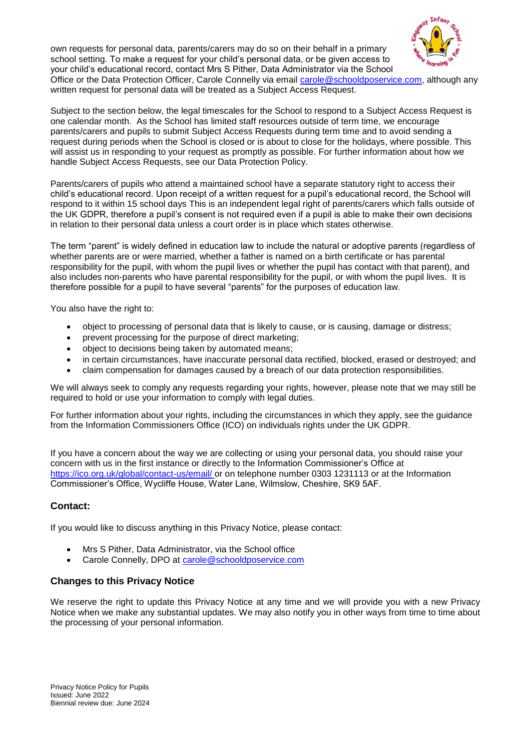own requests for personal data, parents/carers may do so on their behalf in a primary school setting. To make a request for your child's personal data, or be given access to your child's educational record, contact Mrs S Pither, Data Administrator via the School Office or the Data Protection Officer, Carole Connelly via email carole@schooldposervice.com, although any written request for personal data will be treated as a Subject Access Request.

Subject to the section below, the legal timescales for the School to respond to a Subject Access Request is one calendar month. As the School has limited staff resources outside of term time, we encourage parents/carers and pupils to submit Subject Access Requests during term time and to avoid sending a request during periods when the School is closed or is about to close for the holidays, where possible. This will assist us in responding to your request as promptly as possible. For further information about how we handle Subject Access Requests, see our Data Protection Policy.

Parents/carers of pupils who attend a maintained school have a separate statutory right to access their child's educational record. Upon receipt of a written request for a pupil's educational record, the School will respond to it within 15 school days This is an independent legal right of parents/carers which falls outside of the UK GDPR, therefore a pupil's consent is not required even if a pupil is able to make their own decisions in relation to their personal data unless a court order is in place which states otherwise.

The term "parent" is widely defined in education law to include the natural or adoptive parents (regardless of whether parents are or were married, whether a father is named on a birth certificate or has parental responsibility for the pupil, with whom the pupil lives or whether the pupil has contact with that parent), and also includes non-parents who have parental responsibility for the pupil, or with whom the pupil lives. It is therefore possible for a pupil to have several "parents" for the purposes of education law.

You also have the right to:

- object to processing of personal data that is likely to cause, or is causing, damage or distress;
- prevent processing for the purpose of direct marketing;
- object to decisions being taken by automated means;
- in certain circumstances, have inaccurate personal data rectified, blocked, erased or destroyed; and
- claim compensation for damages caused by a breach of our data protection responsibilities.

We will always seek to comply any requests regarding your rights, however, please note that we may still be required to hold or use your information to comply with legal duties.

For further information about your rights, including the circumstances in which they apply, see the guidance from the Information Commissioners Office (ICO) on individuals rights under the UK GDPR.

If you have a concern about the way we are collecting or using your personal data, you should raise your concern with us in the first instance or directly to the Information Commissioner's Office at https://ico.org.uk/global/contact-us/email/ or on telephone number 0303 1231113 or at the Information Commissioner's Office, Wycliffe House, Water Lane, Wilmslow, Cheshire, SK9 5AF.

### Contact:

If you would like to discuss anything in this Privacy Notice, please contact:

- Mrs S Pither, Data Administrator, via the School office
- Carole Connelly, DPO at carole@schooldposervice.com

### Changes to this Privacy Notice

We reserve the right to update this Privacy Notice at any time and we will provide you with a new Privacy Notice when we make any substantial updates. We may also notify you in other ways from time to time about the processing of your personal information.

Privacy Notice Policy for Pupils
Issued: June 2022
Biennial review due: June 2024